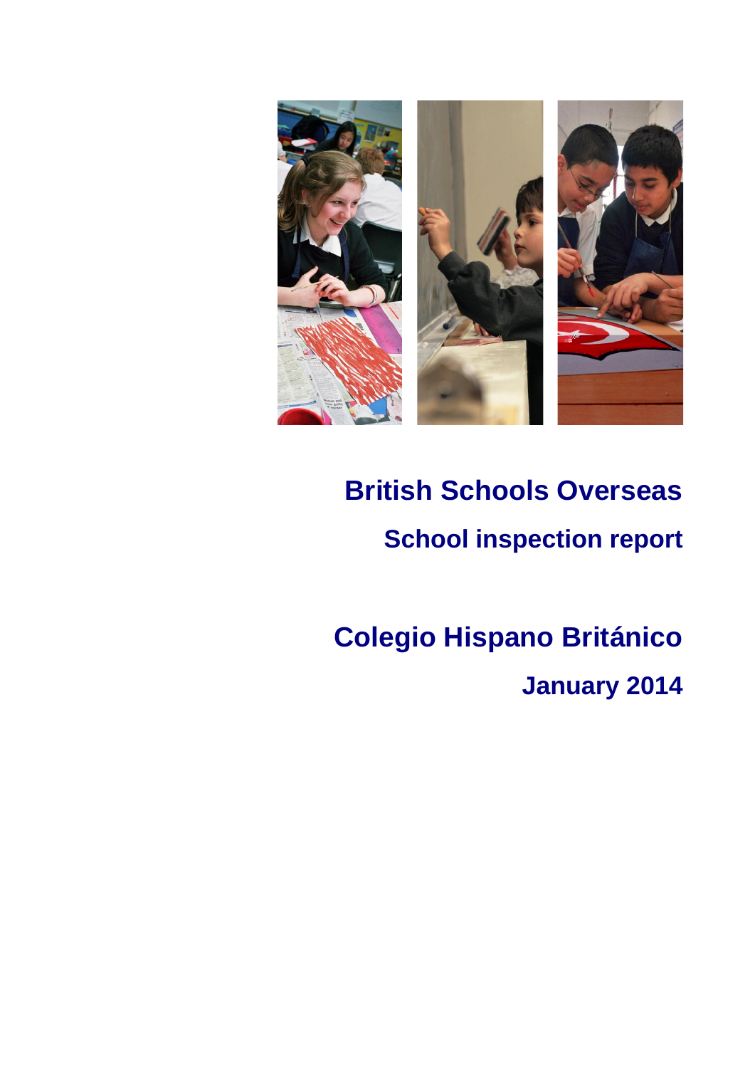# British Schools Overseas

## School inspection report

# Colegio Hispano Británico

## January 2014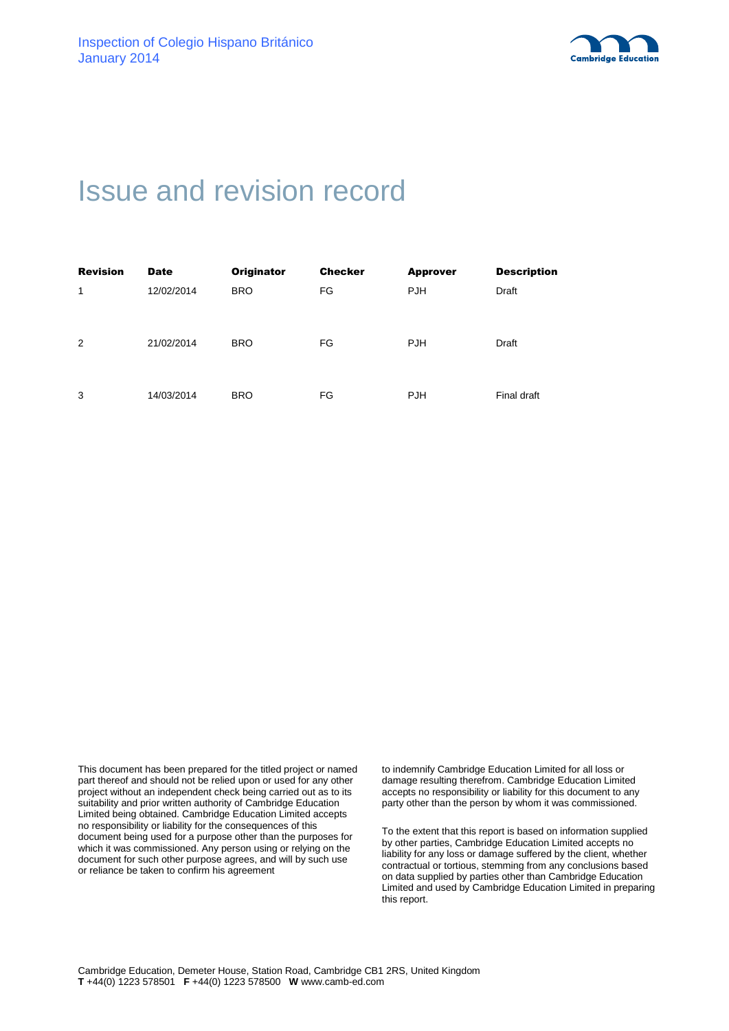# Issue and revision record

| Revision | Date | Originator | Checker | Approver | Description |
|---|---|---|---|---|---|
| 1 | 12/02/2014 | BRO | FG | PJH | Draft |
| 2 | 21/02/2014 | BRO | FG | PJH | Draft |
| 3 | 14/03/2014 | BRO | FG | PJH | Final draft |

This document has been prepared for the titled project or named part thereof and should not be relied upon or used for any other project without an independent check being carried out as to its suitability and prior written authority of Cambridge Education Limited being obtained. Cambridge Education Limited accepts no responsibility or liability for the consequences of this document being used for a purpose other than the purposes for which it was commissioned. Any person using or relying on the document for such other purpose agrees, and will by such use or reliance be taken to confirm his agreement to indemnify Cambridge Education Limited for all loss or damage resulting therefrom. Cambridge Education Limited accepts no responsibility or liability for this document to any party other than the person by whom it was commissioned.

To the extent that this report is based on information supplied by other parties, Cambridge Education Limited accepts no liability for any loss or damage suffered by the client, whether contractual or tortious, stemming from any conclusions based on data supplied by parties other than Cambridge Education Limited and used by Cambridge Education Limited in preparing this report.

Cambridge Education, Demeter House, Station Road, Cambridge CB1 2RS, United Kingdom
**T** +44(0) 1223 578501 **F** +44(0) 1223 578500 **W** www.camb-ed.com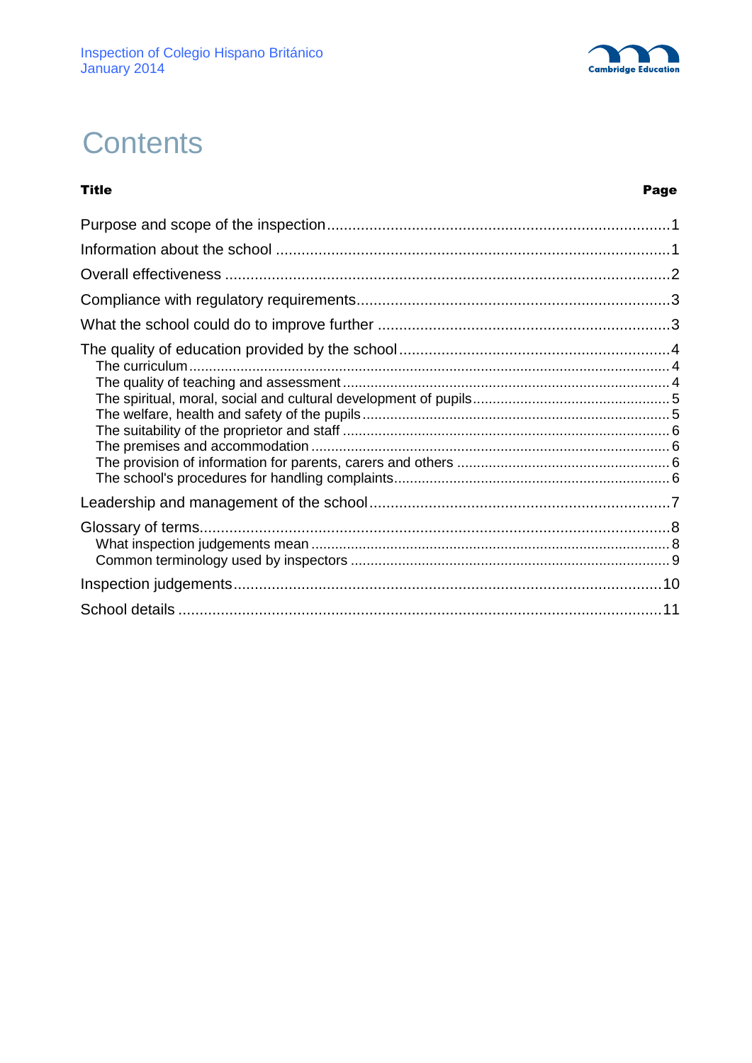# Contents

| Title | Page |
|---|---|
| Purpose and scope of the inspection | 1 |
| Information about the school | 1 |
| Overall effectiveness | 2 |
| Compliance with regulatory requirements | 3 |
| What the school could do to improve further | 3 |
| The quality of education provided by the school | 4 |
| The curriculum | 4 |
| The quality of teaching and assessment | 4 |
| The spiritual, moral, social and cultural development of pupils | 5 |
| The welfare, health and safety of the pupils | 5 |
| The suitability of the proprietor and staff | 6 |
| The premises and accommodation | 6 |
| The provision of information for parents, carers and others | 6 |
| The school's procedures for handling complaints | 6 |
| Leadership and management of the school | 7 |
| Glossary of terms | 8 |
| What inspection judgements mean | 8 |
| Common terminology used by inspectors | 9 |
| Inspection judgements | 10 |
| School details | 11 |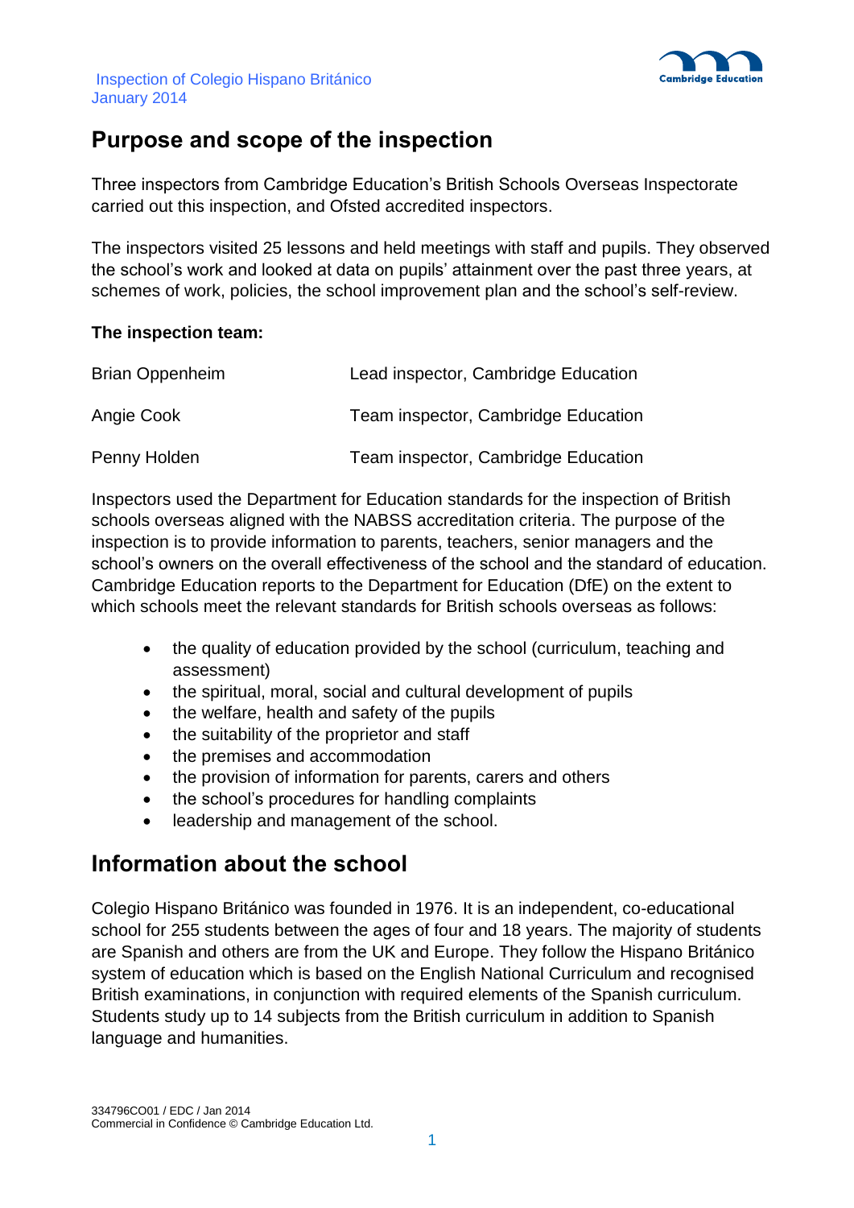## Purpose and scope of the inspection

Three inspectors from Cambridge Education's British Schools Overseas Inspectorate carried out this inspection, and Ofsted accredited inspectors.

The inspectors visited 25 lessons and held meetings with staff and pupils. They observed the school's work and looked at data on pupils' attainment over the past three years, at schemes of work, policies, the school improvement plan and the school's self-review.

**The inspection team:**

| | |
|---|---|
| Brian Oppenheim | Lead inspector, Cambridge Education |
| Angie Cook | Team inspector, Cambridge Education |
| Penny Holden | Team inspector, Cambridge Education |

Inspectors used the Department for Education standards for the inspection of British schools overseas aligned with the NABSS accreditation criteria. The purpose of the inspection is to provide information to parents, teachers, senior managers and the school's owners on the overall effectiveness of the school and the standard of education. Cambridge Education reports to the Department for Education (DfE) on the extent to which schools meet the relevant standards for British schools overseas as follows:

- the quality of education provided by the school (curriculum, teaching and assessment)
- the spiritual, moral, social and cultural development of pupils
- the welfare, health and safety of the pupils
- the suitability of the proprietor and staff
- the premises and accommodation
- the provision of information for parents, carers and others
- the school's procedures for handling complaints
- leadership and management of the school.

## Information about the school

Colegio Hispano Británico was founded in 1976. It is an independent, co-educational school for 255 students between the ages of four and 18 years. The majority of students are Spanish and others are from the UK and Europe. They follow the Hispano Británico system of education which is based on the English National Curriculum and recognised British examinations, in conjunction with required elements of the Spanish curriculum. Students study up to 14 subjects from the British curriculum in addition to Spanish language and humanities.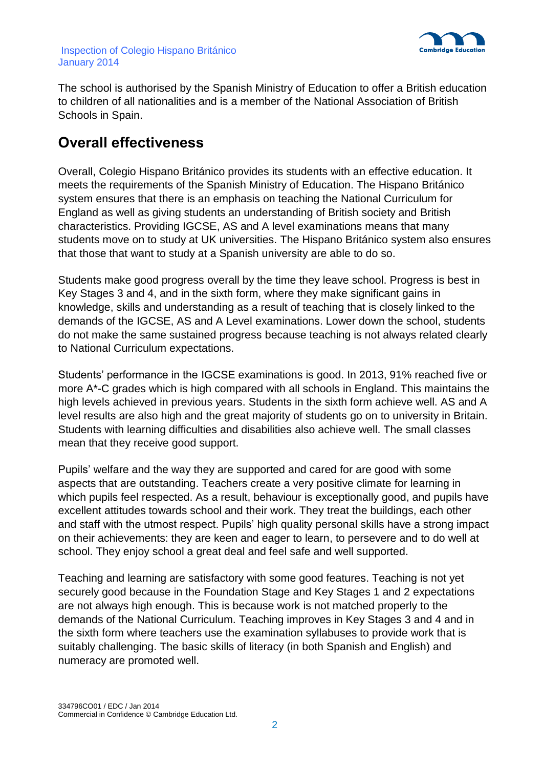The school is authorised by the Spanish Ministry of Education to offer a British education to children of all nationalities and is a member of the National Association of British Schools in Spain.

## Overall effectiveness

Overall, Colegio Hispano Británico provides its students with an effective education. It meets the requirements of the Spanish Ministry of Education. The Hispano Británico system ensures that there is an emphasis on teaching the National Curriculum for England as well as giving students an understanding of British society and British characteristics. Providing IGCSE, AS and A level examinations means that many students move on to study at UK universities. The Hispano Británico system also ensures that those that want to study at a Spanish university are able to do so.

Students make good progress overall by the time they leave school. Progress is best in Key Stages 3 and 4, and in the sixth form, where they make significant gains in knowledge, skills and understanding as a result of teaching that is closely linked to the demands of the IGCSE, AS and A Level examinations. Lower down the school, students do not make the same sustained progress because teaching is not always related clearly to National Curriculum expectations.

Students' performance in the IGCSE examinations is good. In 2013, 91% reached five or more A*-C grades which is high compared with all schools in England. This maintains the high levels achieved in previous years. Students in the sixth form achieve well. AS and A level results are also high and the great majority of students go on to university in Britain. Students with learning difficulties and disabilities also achieve well. The small classes mean that they receive good support.

Pupils' welfare and the way they are supported and cared for are good with some aspects that are outstanding. Teachers create a very positive climate for learning in which pupils feel respected. As a result, behaviour is exceptionally good, and pupils have excellent attitudes towards school and their work. They treat the buildings, each other and staff with the utmost respect. Pupils' high quality personal skills have a strong impact on their achievements: they are keen and eager to learn, to persevere and to do well at school. They enjoy school a great deal and feel safe and well supported.

Teaching and learning are satisfactory with some good features. Teaching is not yet securely good because in the Foundation Stage and Key Stages 1 and 2 expectations are not always high enough. This is because work is not matched properly to the demands of the National Curriculum. Teaching improves in Key Stages 3 and 4 and in the sixth form where teachers use the examination syllabuses to provide work that is suitably challenging. The basic skills of literacy (in both Spanish and English) and numeracy are promoted well.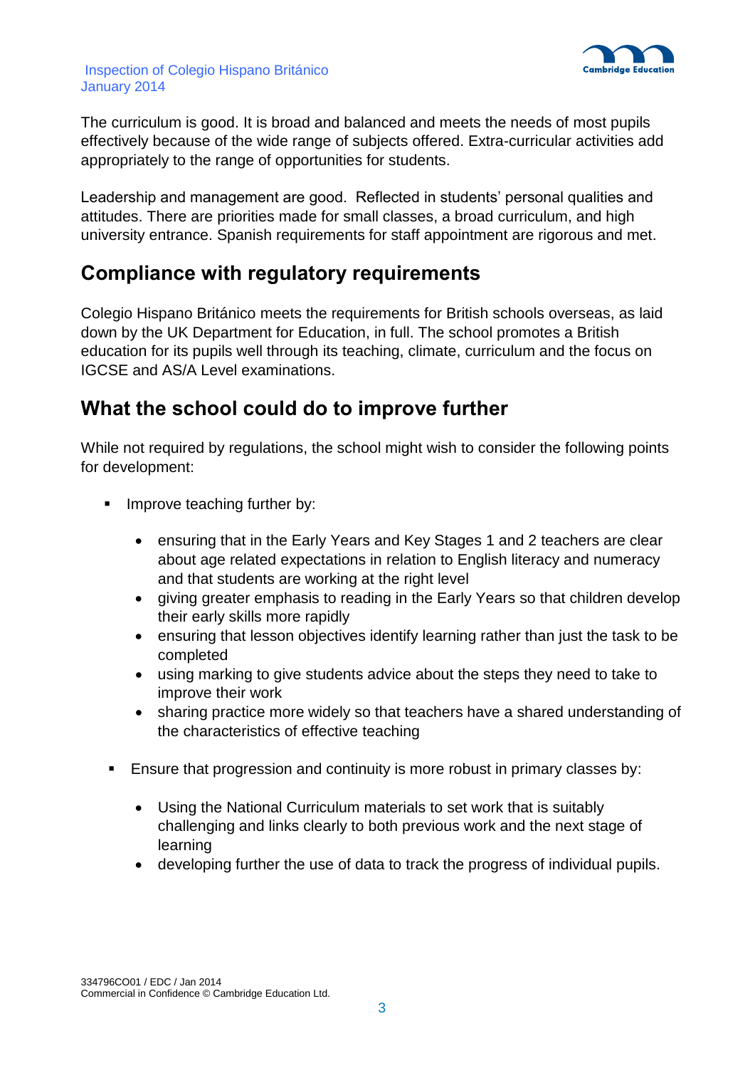The curriculum is good. It is broad and balanced and meets the needs of most pupils effectively because of the wide range of subjects offered. Extra-curricular activities add appropriately to the range of opportunities for students.

Leadership and management are good.  Reflected in students' personal qualities and attitudes. There are priorities made for small classes, a broad curriculum, and high university entrance. Spanish requirements for staff appointment are rigorous and met.

## Compliance with regulatory requirements

Colegio Hispano Británico meets the requirements for British schools overseas, as laid down by the UK Department for Education, in full. The school promotes a British education for its pupils well through its teaching, climate, curriculum and the focus on IGCSE and AS/A Level examinations.

## What the school could do to improve further

While not required by regulations, the school might wish to consider the following points for development:

- Improve teaching further by:
  - ensuring that in the Early Years and Key Stages 1 and 2 teachers are clear about age related expectations in relation to English literacy and numeracy and that students are working at the right level
  - giving greater emphasis to reading in the Early Years so that children develop their early skills more rapidly
  - ensuring that lesson objectives identify learning rather than just the task to be completed
  - using marking to give students advice about the steps they need to take to improve their work
  - sharing practice more widely so that teachers have a shared understanding of the characteristics of effective teaching

- Ensure that progression and continuity is more robust in primary classes by:
  - Using the National Curriculum materials to set work that is suitably challenging and links clearly to both previous work and the next stage of learning
  - developing further the use of data to track the progress of individual pupils.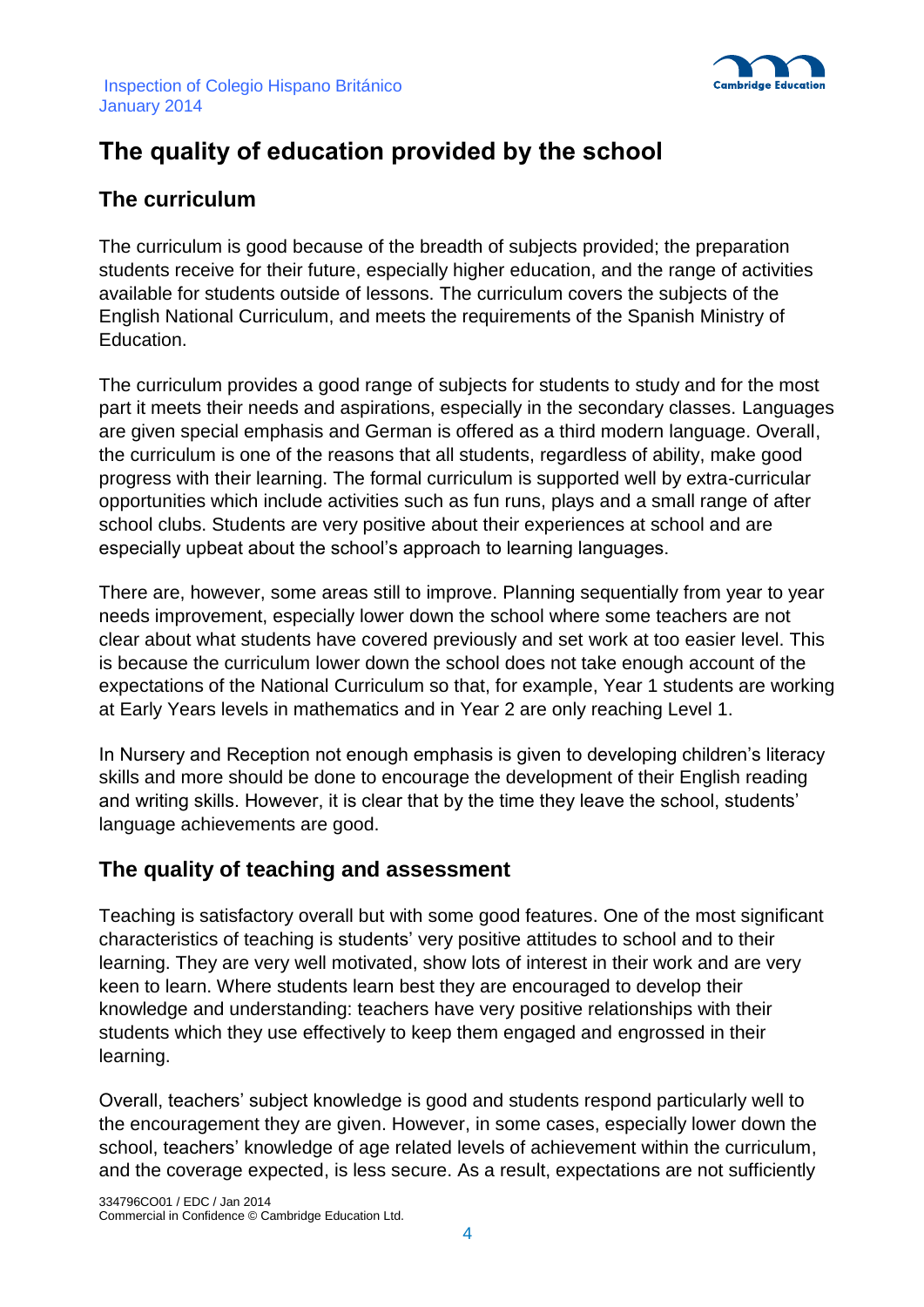## The quality of education provided by the school

### The curriculum

The curriculum is good because of the breadth of subjects provided; the preparation students receive for their future, especially higher education, and the range of activities available for students outside of lessons. The curriculum covers the subjects of the English National Curriculum, and meets the requirements of the Spanish Ministry of Education.

The curriculum provides a good range of subjects for students to study and for the most part it meets their needs and aspirations, especially in the secondary classes. Languages are given special emphasis and German is offered as a third modern language. Overall, the curriculum is one of the reasons that all students, regardless of ability, make good progress with their learning. The formal curriculum is supported well by extra-curricular opportunities which include activities such as fun runs, plays and a small range of after school clubs. Students are very positive about their experiences at school and are especially upbeat about the school's approach to learning languages.

There are, however, some areas still to improve. Planning sequentially from year to year needs improvement, especially lower down the school where some teachers are not clear about what students have covered previously and set work at too easier level. This is because the curriculum lower down the school does not take enough account of the expectations of the National Curriculum so that, for example, Year 1 students are working at Early Years levels in mathematics and in Year 2 are only reaching Level 1.

In Nursery and Reception not enough emphasis is given to developing children's literacy skills and more should be done to encourage the development of their English reading and writing skills. However, it is clear that by the time they leave the school, students' language achievements are good.

### The quality of teaching and assessment

Teaching is satisfactory overall but with some good features. One of the most significant characteristics of teaching is students' very positive attitudes to school and to their learning. They are very well motivated, show lots of interest in their work and are very keen to learn. Where students learn best they are encouraged to develop their knowledge and understanding: teachers have very positive relationships with their students which they use effectively to keep them engaged and engrossed in their learning.

Overall, teachers' subject knowledge is good and students respond particularly well to the encouragement they are given. However, in some cases, especially lower down the school, teachers' knowledge of age related levels of achievement within the curriculum, and the coverage expected, is less secure. As a result, expectations are not sufficiently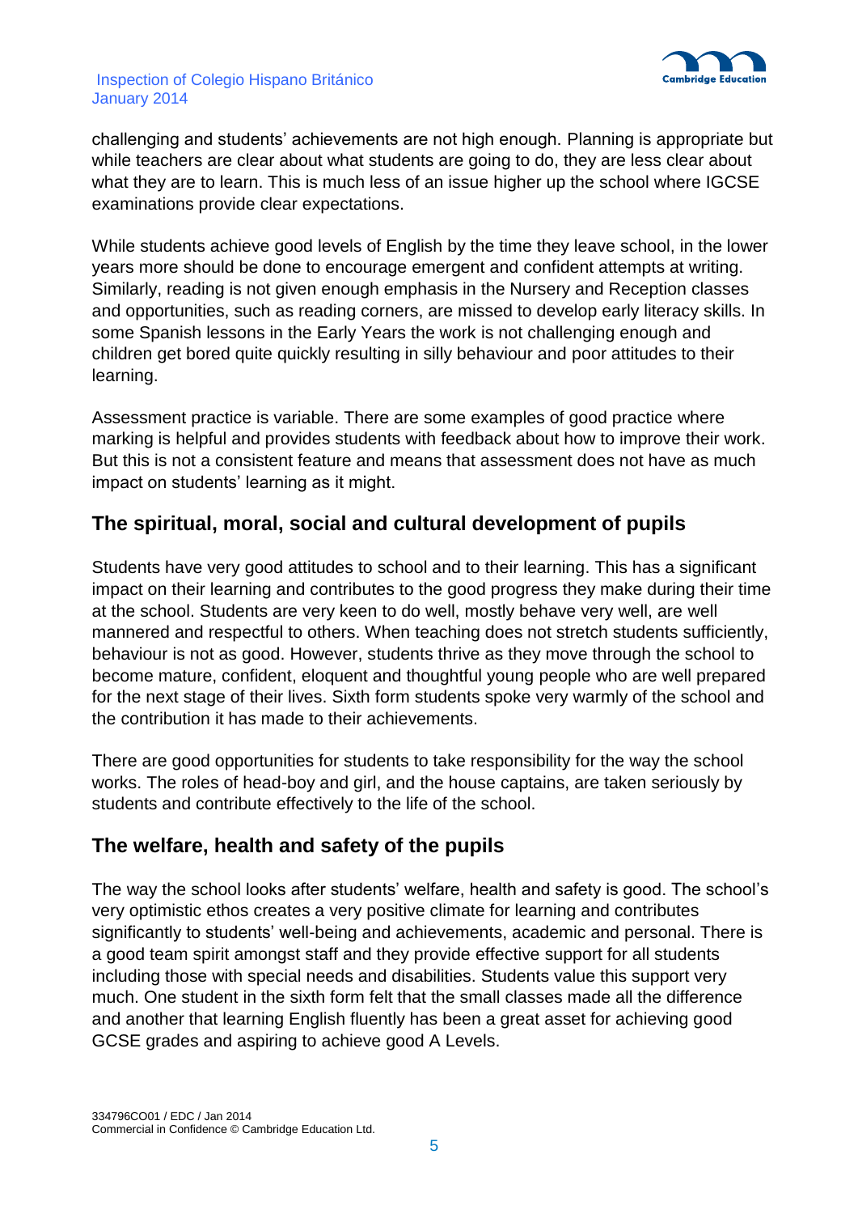challenging and students' achievements are not high enough. Planning is appropriate but while teachers are clear about what students are going to do, they are less clear about what they are to learn. This is much less of an issue higher up the school where IGCSE examinations provide clear expectations.

While students achieve good levels of English by the time they leave school, in the lower years more should be done to encourage emergent and confident attempts at writing. Similarly, reading is not given enough emphasis in the Nursery and Reception classes and opportunities, such as reading corners, are missed to develop early literacy skills. In some Spanish lessons in the Early Years the work is not challenging enough and children get bored quite quickly resulting in silly behaviour and poor attitudes to their learning.

Assessment practice is variable. There are some examples of good practice where marking is helpful and provides students with feedback about how to improve their work. But this is not a consistent feature and means that assessment does not have as much impact on students' learning as it might.

## The spiritual, moral, social and cultural development of pupils

Students have very good attitudes to school and to their learning. This has a significant impact on their learning and contributes to the good progress they make during their time at the school. Students are very keen to do well, mostly behave very well, are well mannered and respectful to others. When teaching does not stretch students sufficiently, behaviour is not as good. However, students thrive as they move through the school to become mature, confident, eloquent and thoughtful young people who are well prepared for the next stage of their lives. Sixth form students spoke very warmly of the school and the contribution it has made to their achievements.

There are good opportunities for students to take responsibility for the way the school works. The roles of head-boy and girl, and the house captains, are taken seriously by students and contribute effectively to the life of the school.

## The welfare, health and safety of the pupils

The way the school looks after students' welfare, health and safety is good. The school's very optimistic ethos creates a very positive climate for learning and contributes significantly to students' well-being and achievements, academic and personal. There is a good team spirit amongst staff and they provide effective support for all students including those with special needs and disabilities. Students value this support very much. One student in the sixth form felt that the small classes made all the difference and another that learning English fluently has been a great asset for achieving good GCSE grades and aspiring to achieve good A Levels.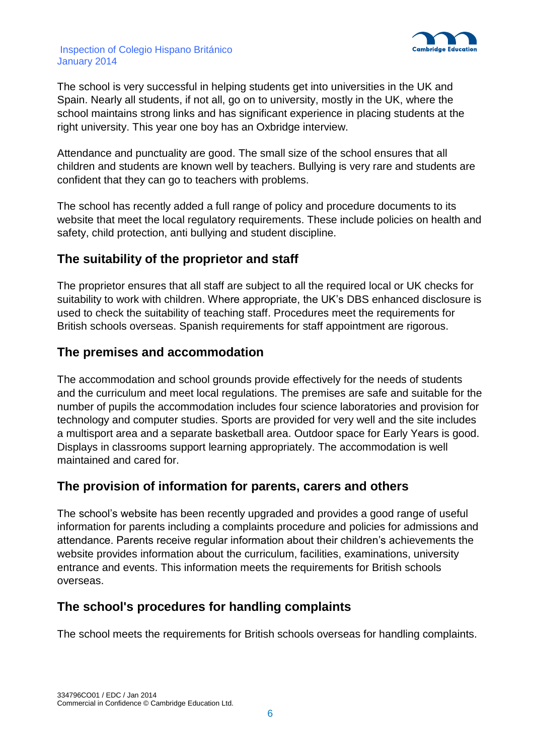The school is very successful in helping students get into universities in the UK and Spain. Nearly all students, if not all, go on to university, mostly in the UK, where the school maintains strong links and has significant experience in placing students at the right university. This year one boy has an Oxbridge interview.

Attendance and punctuality are good. The small size of the school ensures that all children and students are known well by teachers. Bullying is very rare and students are confident that they can go to teachers with problems.

The school has recently added a full range of policy and procedure documents to its website that meet the local regulatory requirements. These include policies on health and safety, child protection, anti bullying and student discipline.

## The suitability of the proprietor and staff

The proprietor ensures that all staff are subject to all the required local or UK checks for suitability to work with children. Where appropriate, the UK's DBS enhanced disclosure is used to check the suitability of teaching staff. Procedures meet the requirements for British schools overseas. Spanish requirements for staff appointment are rigorous.

## The premises and accommodation

The accommodation and school grounds provide effectively for the needs of students and the curriculum and meet local regulations. The premises are safe and suitable for the number of pupils the accommodation includes four science laboratories and provision for technology and computer studies. Sports are provided for very well and the site includes a multisport area and a separate basketball area. Outdoor space for Early Years is good. Displays in classrooms support learning appropriately. The accommodation is well maintained and cared for.

## The provision of information for parents, carers and others

The school's website has been recently upgraded and provides a good range of useful information for parents including a complaints procedure and policies for admissions and attendance. Parents receive regular information about their children's achievements the website provides information about the curriculum, facilities, examinations, university entrance and events. This information meets the requirements for British schools overseas.

## The school's procedures for handling complaints

The school meets the requirements for British schools overseas for handling complaints.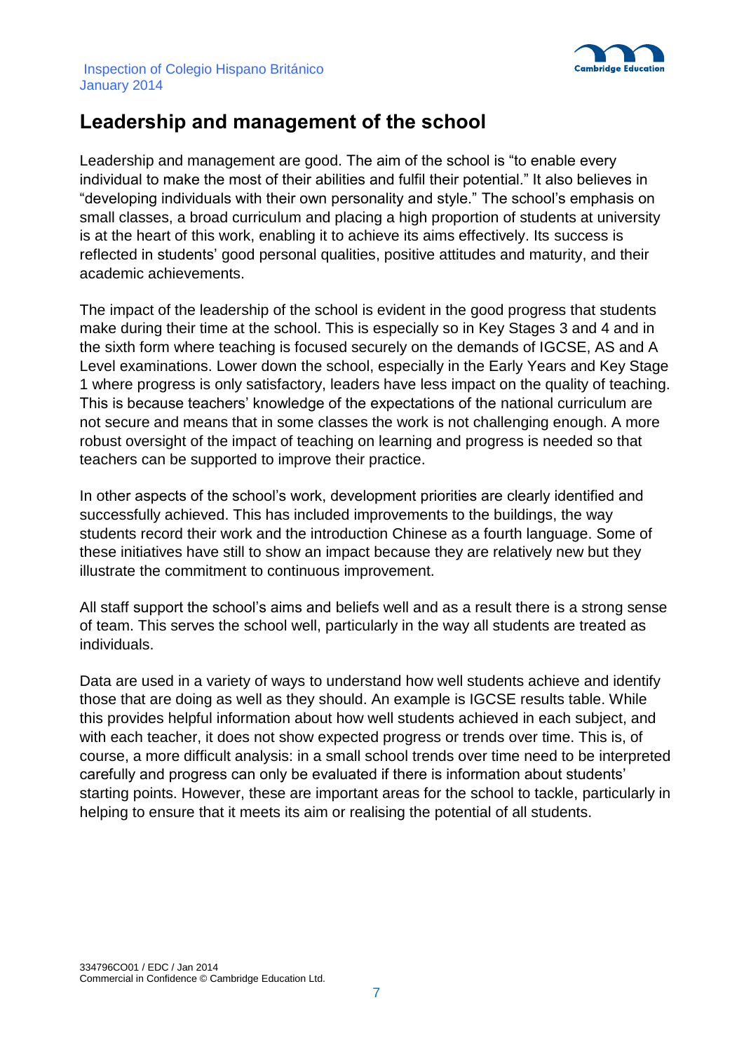## Leadership and management of the school

Leadership and management are good. The aim of the school is "to enable every individual to make the most of their abilities and fulfil their potential." It also believes in "developing individuals with their own personality and style." The school's emphasis on small classes, a broad curriculum and placing a high proportion of students at university is at the heart of this work, enabling it to achieve its aims effectively. Its success is reflected in students' good personal qualities, positive attitudes and maturity, and their academic achievements.

The impact of the leadership of the school is evident in the good progress that students make during their time at the school. This is especially so in Key Stages 3 and 4 and in the sixth form where teaching is focused securely on the demands of IGCSE, AS and A Level examinations. Lower down the school, especially in the Early Years and Key Stage 1 where progress is only satisfactory, leaders have less impact on the quality of teaching. This is because teachers' knowledge of the expectations of the national curriculum are not secure and means that in some classes the work is not challenging enough. A more robust oversight of the impact of teaching on learning and progress is needed so that teachers can be supported to improve their practice.

In other aspects of the school's work, development priorities are clearly identified and successfully achieved. This has included improvements to the buildings, the way students record their work and the introduction Chinese as a fourth language. Some of these initiatives have still to show an impact because they are relatively new but they illustrate the commitment to continuous improvement.

All staff support the school's aims and beliefs well and as a result there is a strong sense of team. This serves the school well, particularly in the way all students are treated as individuals.

Data are used in a variety of ways to understand how well students achieve and identify those that are doing as well as they should. An example is IGCSE results table. While this provides helpful information about how well students achieved in each subject, and with each teacher, it does not show expected progress or trends over time. This is, of course, a more difficult analysis: in a small school trends over time need to be interpreted carefully and progress can only be evaluated if there is information about students' starting points. However, these are important areas for the school to tackle, particularly in helping to ensure that it meets its aim or realising the potential of all students.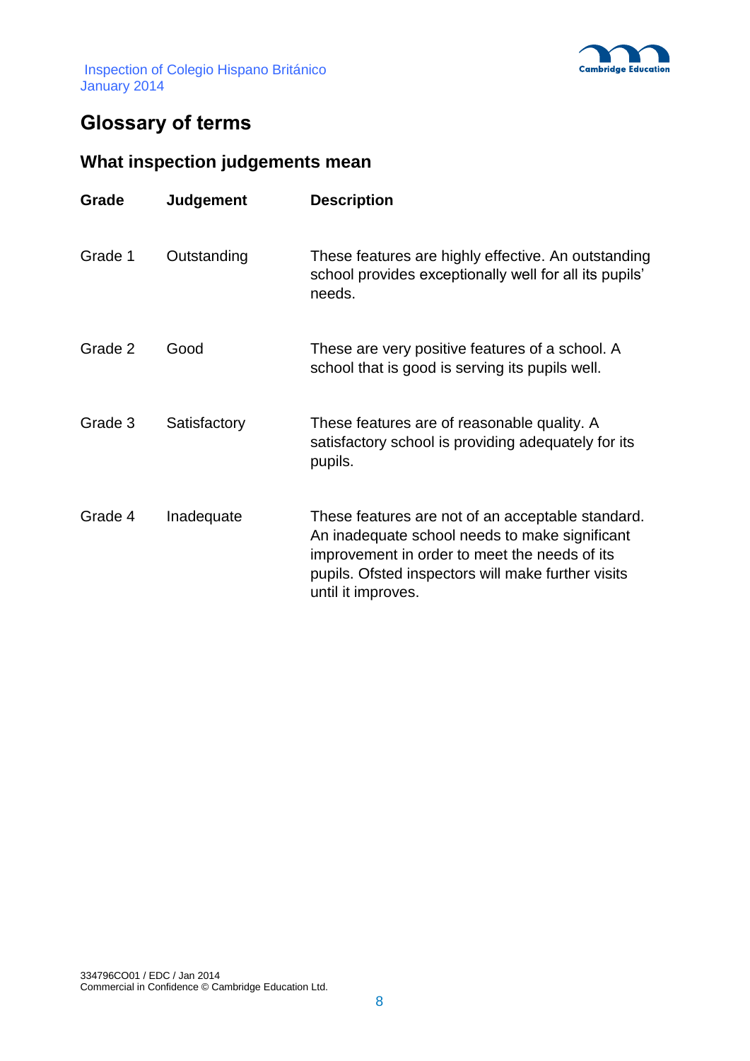## Glossary of terms

### What inspection judgements mean

| Grade | Judgement | Description |
|---|---|---|
| Grade 1 | Outstanding | These features are highly effective. An outstanding school provides exceptionally well for all its pupils' needs. |
| Grade 2 | Good | These are very positive features of a school. A school that is good is serving its pupils well. |
| Grade 3 | Satisfactory | These features are of reasonable quality. A satisfactory school is providing adequately for its pupils. |
| Grade 4 | Inadequate | These features are not of an acceptable standard. An inadequate school needs to make significant improvement in order to meet the needs of its pupils. Ofsted inspectors will make further visits until it improves. |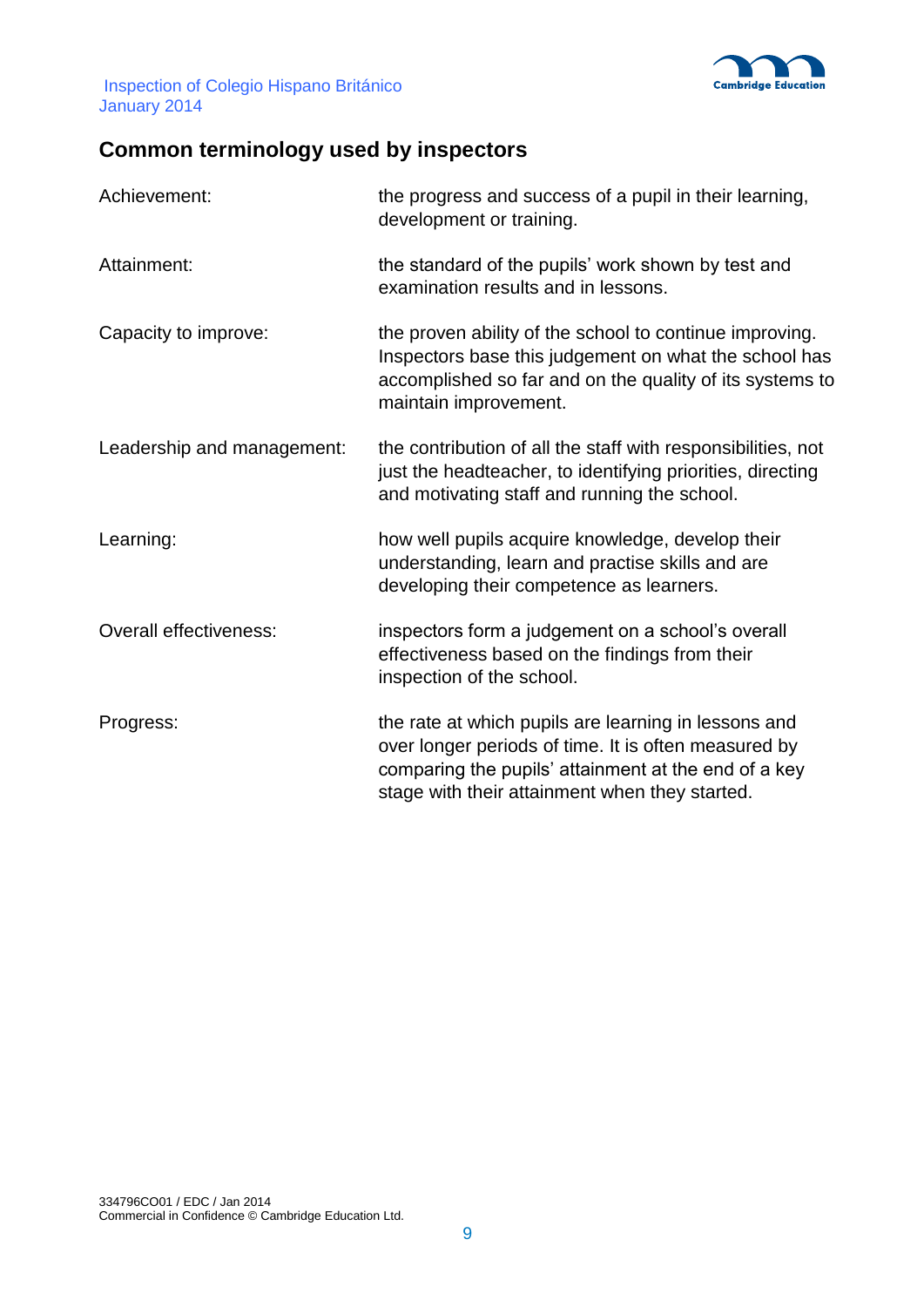## Common terminology used by inspectors

| | |
|---|---|
| Achievement: | the progress and success of a pupil in their learning, development or training. |
| Attainment: | the standard of the pupils' work shown by test and examination results and in lessons. |
| Capacity to improve: | the proven ability of the school to continue improving. Inspectors base this judgement on what the school has accomplished so far and on the quality of its systems to maintain improvement. |
| Leadership and management: | the contribution of all the staff with responsibilities, not just the headteacher, to identifying priorities, directing and motivating staff and running the school. |
| Learning: | how well pupils acquire knowledge, develop their understanding, learn and practise skills and are developing their competence as learners. |
| Overall effectiveness: | inspectors form a judgement on a school's overall effectiveness based on the findings from their inspection of the school. |
| Progress: | the rate at which pupils are learning in lessons and over longer periods of time. It is often measured by comparing the pupils' attainment at the end of a key stage with their attainment when they started. |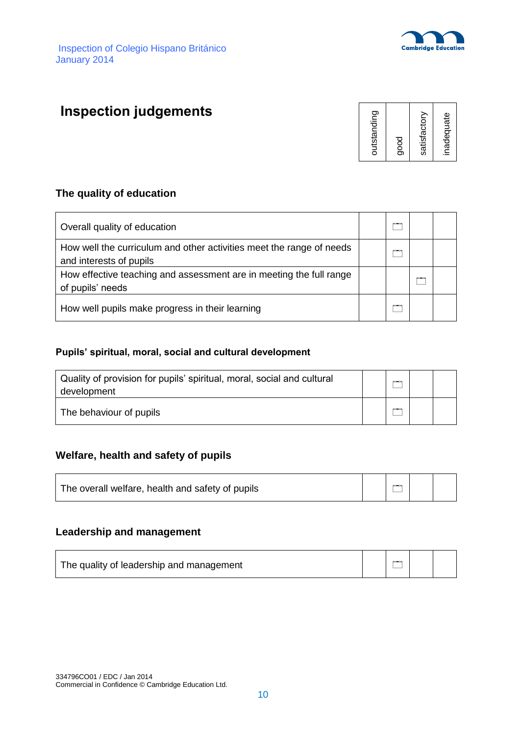# Inspection judgements

| | outstanding | good | satisfactory | inadequate |
|---|---|---|---|---|

## The quality of education

| | outstanding | good | satisfactory | inadequate |
|---|---|---|---|---|
| Overall quality of education | | ☐ | | |
| How well the curriculum and other activities meet the range of needs and interests of pupils | | ☐ | | |
| How effective teaching and assessment are in meeting the full range of pupils' needs | | | ☐ | |
| How well pupils make progress in their learning | | ☐ | | |

### Pupils' spiritual, moral, social and cultural development

| | outstanding | good | satisfactory | inadequate |
|---|---|---|---|---|
| Quality of provision for pupils' spiritual, moral, social and cultural development | | ☐ | | |
| The behaviour of pupils | | ☐ | | |

## Welfare, health and safety of pupils

| | outstanding | good | satisfactory | inadequate |
|---|---|---|---|---|
| The overall welfare, health and safety of pupils | | ☐ | | |

## Leadership and management

| | outstanding | good | satisfactory | inadequate |
|---|---|---|---|---|
| The quality of leadership and management | | ☐ | | |

334796CO01 / EDC / Jan 2014
Commercial in Confidence © Cambridge Education Ltd.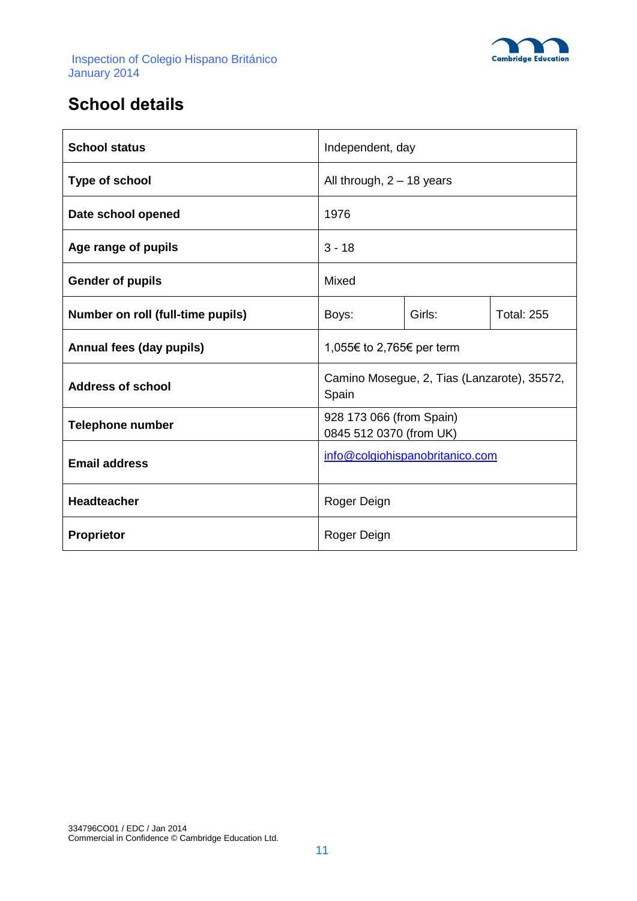## School details

| | | | |
|---|---|---|---|
| **School status** | Independent, day | | |
| **Type of school** | All through, 2 – 18 years | | |
| **Date school opened** | 1976 | | |
| **Age range of pupils** | 3 - 18 | | |
| **Gender of pupils** | Mixed | | |
| **Number on roll (full-time pupils)** | Boys: | Girls: | Total: 255 |
| **Annual fees (day pupils)** | 1,055€ to 2,765€ per term | | |
| **Address of school** | Camino Mosegue, 2, Tias (Lanzarote), 35572, Spain | | |
| **Telephone number** | 928 173 066 (from Spain) 0845 512 0370 (from UK) | | |
| **Email address** | info@colgiohispanobritanico.com | | |
| **Headteacher** | Roger Deign | | |
| **Proprietor** | Roger Deign | | |

334796CO01 / EDC / Jan 2014
Commercial in Confidence © Cambridge Education Ltd.